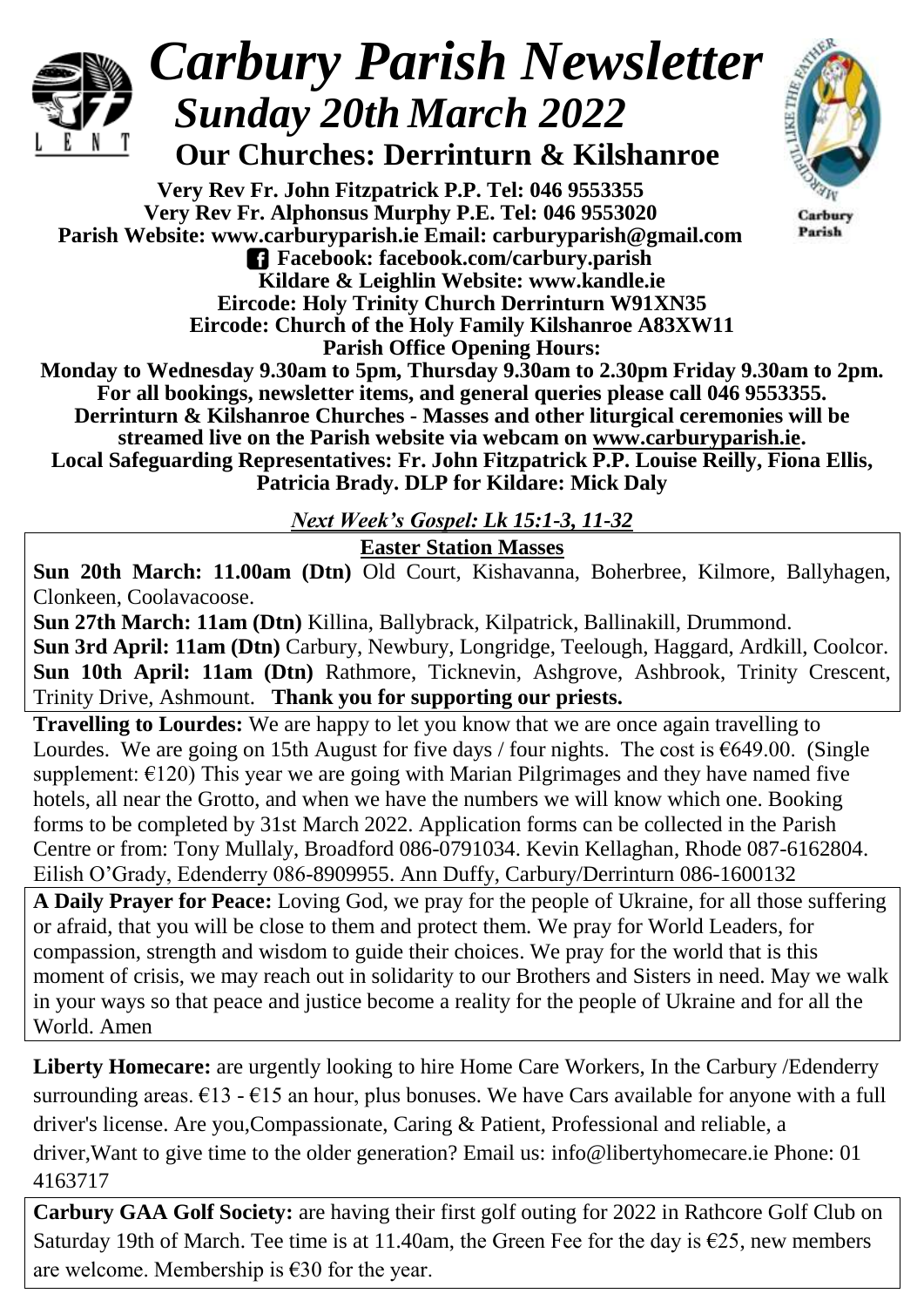# Carbury Parish Newsletter

## Sunday 20th March 2022

### Our Churches: Derrinturn & Kilshanroe

**Very Rev Fr. John Fitzpatrick P.P. Tel: 046 9553355**
**Very Rev Fr. Alphonsus Murphy P.E. Tel: 046 9553020**
**Parish Website: www.carburyparish.ie Email: carburyparish@gmail.com**
**Facebook: facebook.com/carbury.parish**
**Kildare & Leighlin Website: www.kandle.ie**
**Eircode: Holy Trinity Church Derrinturn W91XN35**
**Eircode: Church of the Holy Family Kilshanroe A83XW11**
**Parish Office Opening Hours:**
**Monday to Wednesday 9.30am to 5pm, Thursday 9.30am to 2.30pm Friday 9.30am to 2pm.**
**For all bookings, newsletter items, and general queries please call 046 9553355.**
**Derrinturn & Kilshanroe Churches - Masses and other liturgical ceremonies will be streamed live on the Parish website via webcam on www.carburyparish.ie.**
**Local Safeguarding Representatives: Fr. John Fitzpatrick P.P. Louise Reilly, Fiona Ellis, Patricia Brady. DLP for Kildare: Mick Daly**

***Next Week's Gospel: Lk 15:1-3, 11-32***

**Easter Station Masses**

**Sun 20th March: 11.00am (Dtn)** Old Court, Kishavanna, Boherbree, Kilmore, Ballyhagen, Clonkeen, Coolavacoose.
**Sun 27th March: 11am (Dtn)** Killina, Ballybrack, Kilpatrick, Ballinakill, Drummond.
**Sun 3rd April: 11am (Dtn)** Carbury, Newbury, Longridge, Teelough, Haggard, Ardkill, Coolcor.
**Sun 10th April: 11am (Dtn)** Rathmore, Ticknevin, Ashgrove, Ashbrook, Trinity Crescent, Trinity Drive, Ashmount. **Thank you for supporting our priests.**

**Travelling to Lourdes:** We are happy to let you know that we are once again travelling to Lourdes. We are going on 15th August for five days / four nights. The cost is €649.00. (Single supplement: €120) This year we are going with Marian Pilgrimages and they have named five hotels, all near the Grotto, and when we have the numbers we will know which one. Booking forms to be completed by 31st March 2022. Application forms can be collected in the Parish Centre or from: Tony Mullaly, Broadford 086-0791034. Kevin Kellaghan, Rhode 087-6162804. Eilish O'Grady, Edenderry 086-8909955. Ann Duffy, Carbury/Derrinturn 086-1600132

**A Daily Prayer for Peace:** Loving God, we pray for the people of Ukraine, for all those suffering or afraid, that you will be close to them and protect them. We pray for World Leaders, for compassion, strength and wisdom to guide their choices. We pray for the world that is this moment of crisis, we may reach out in solidarity to our Brothers and Sisters in need. May we walk in your ways so that peace and justice become a reality for the people of Ukraine and for all the World. Amen

**Liberty Homecare:** are urgently looking to hire Home Care Workers, In the Carbury /Edenderry surrounding areas. €13 - €15 an hour, plus bonuses. We have Cars available for anyone with a full driver's license. Are you,Compassionate, Caring & Patient, Professional and reliable, a driver,Want to give time to the older generation? Email us: info@libertyhomecare.ie Phone: 01 4163717

**Carbury GAA Golf Society:** are having their first golf outing for 2022 in Rathcore Golf Club on Saturday 19th of March. Tee time is at 11.40am, the Green Fee for the day is €25, new members are welcome. Membership is €30 for the year.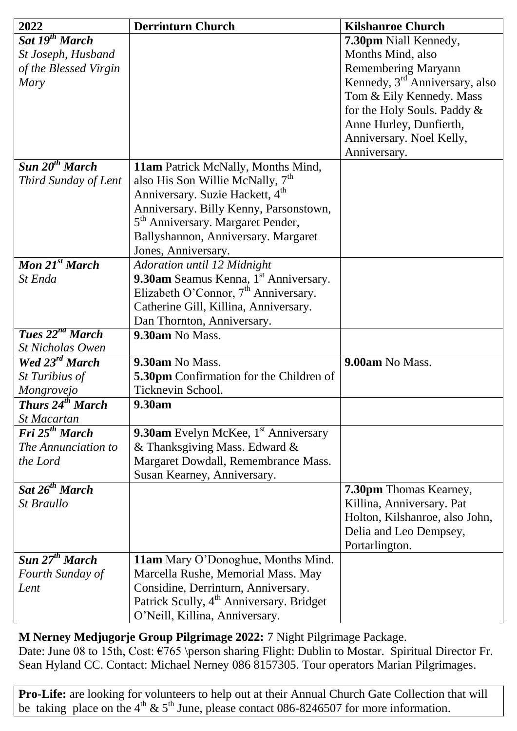| 2022 | Derrinturn Church | Kilshanroe Church |
|---|---|---|
| ***Sat 19th March*** *St Joseph, Husband of the Blessed Virgin Mary* | | **7.30pm** Niall Kennedy, Months Mind, also Remembering Maryann Kennedy, 3rd Anniversary, also Tom & Eily Kennedy. Mass for the Holy Souls. Paddy & Anne Hurley, Dunfierth, Anniversary. Noel Kelly, Anniversary. |
| ***Sun 20th March*** *Third Sunday of Lent* | **11am** Patrick McNally, Months Mind, also His Son Willie McNally, 7th Anniversary. Suzie Hackett, 4th Anniversary. Billy Kenny, Parsonstown, 5th Anniversary. Margaret Pender, Ballyshannon, Anniversary. Margaret Jones, Anniversary. | |
| ***Mon 21st March*** *St Enda* | *Adoration until 12 Midnight* **9.30am** Seamus Kenna, 1st Anniversary. Elizabeth O'Connor, 7th Anniversary. Catherine Gill, Killina, Anniversary. Dan Thornton, Anniversary. | |
| ***Tues 22nd March*** *St Nicholas Owen* | **9.30am** No Mass. | |
| ***Wed 23rd March*** *St Turibius of Mongrovejo* | **9.30am** No Mass. **5.30pm** Confirmation for the Children of Ticknevin School. | **9.00am** No Mass. |
| ***Thurs 24th March*** *St Macartan* | **9.30am** | |
| ***Fri 25th March*** *The Annunciation to the Lord* | **9.30am** Evelyn McKee, 1st Anniversary & Thanksgiving Mass. Edward & Margaret Dowdall, Remembrance Mass. Susan Kearney, Anniversary. | |
| ***Sat 26th March*** *St Braullo* | | **7.30pm** Thomas Kearney, Killina, Anniversary. Pat Holton, Kilshanroe, also John, Delia and Leo Dempsey, Portarlington. |
| ***Sun 27th March*** *Fourth Sunday of Lent* | **11am** Mary O'Donoghue, Months Mind. Marcella Rushe, Memorial Mass. May Considine, Derrinturn, Anniversary. Patrick Scully, 4th Anniversary. Bridget O'Neill, Killina, Anniversary. | |

**M Nerney Medjugorje Group Pilgrimage 2022:** 7 Night Pilgrimage Package. Date: June 08 to 15th, Cost: €765 \person sharing Flight: Dublin to Mostar. Spiritual Director Fr. Sean Hyland CC. Contact: Michael Nerney 086 8157305. Tour operators Marian Pilgrimages.

**Pro-Life:** are looking for volunteers to help out at their Annual Church Gate Collection that will be taking place on the 4th & 5th June, please contact 086-8246507 for more information.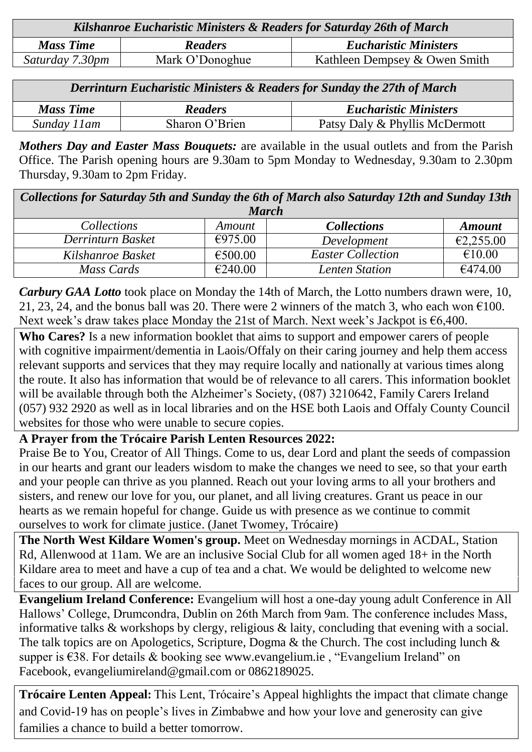| *Kilshanroe Eucharistic Ministers & Readers for Saturday 26th of March* | | |
|---|---|---|
| ***Mass Time*** | ***Readers*** | ***Eucharistic Ministers*** |
| *Saturday 7.30pm* | Mark O'Donoghue | Kathleen Dempsey & Owen Smith |

| *Derrinturn Eucharistic Ministers & Readers for Sunday the 27th of March* | | |
|---|---|---|
| ***Mass Time*** | ***Readers*** | ***Eucharistic Ministers*** |
| *Sunday 11am* | Sharon O'Brien | Patsy Daly & Phyllis McDermott |

***Mothers Day and Easter Mass Bouquets:*** are available in the usual outlets and from the Parish Office. The Parish opening hours are 9.30am to 5pm Monday to Wednesday, 9.30am to 2.30pm Thursday, 9.30am to 2pm Friday.

| *Collections for Saturday 5th and Sunday the 6th of March also Saturday 12th and Sunday 13th March* | | | |
|---|---|---|---|
| *Collections* | *Amount* | ***Collections*** | ***Amount*** |
| *Derrinturn Basket* | €975.00 | *Development* | €2,255.00 |
| *Kilshanroe Basket* | €500.00 | *Easter Collection* | €10.00 |
| *Mass Cards* | €240.00 | *Lenten Station* | €474.00 |

***Carbury GAA Lotto*** took place on Monday the 14th of March, the Lotto numbers drawn were, 10, 21, 23, 24, and the bonus ball was 20. There were 2 winners of the match 3, who each won €100. Next week's draw takes place Monday the 21st of March. Next week's Jackpot is €6,400.

**Who Cares?** Is a new information booklet that aims to support and empower carers of people with cognitive impairment/dementia in Laois/Offaly on their caring journey and help them access relevant supports and services that they may require locally and nationally at various times along the route. It also has information that would be of relevance to all carers. This information booklet will be available through both the Alzheimer's Society, (087) 3210642, Family Carers Ireland (057) 932 2920 as well as in local libraries and on the HSE both Laois and Offaly County Council websites for those who were unable to secure copies.

**A Prayer from the Trócaire Parish Lenten Resources 2022:**
Praise Be to You, Creator of All Things. Come to us, dear Lord and plant the seeds of compassion in our hearts and grant our leaders wisdom to make the changes we need to see, so that your earth and your people can thrive as you planned. Reach out your loving arms to all your brothers and sisters, and renew our love for you, our planet, and all living creatures. Grant us peace in our hearts as we remain hopeful for change. Guide us with presence as we continue to commit ourselves to work for climate justice. (Janet Twomey, Trócaire)

**The North West Kildare Women's group.** Meet on Wednesday mornings in ACDAL, Station Rd, Allenwood at 11am. We are an inclusive Social Club for all women aged 18+ in the North Kildare area to meet and have a cup of tea and a chat. We would be delighted to welcome new faces to our group. All are welcome.

**Evangelium Ireland Conference:** Evangelium will host a one-day young adult Conference in All Hallows' College, Drumcondra, Dublin on 26th March from 9am. The conference includes Mass, informative talks & workshops by clergy, religious & laity, concluding that evening with a social. The talk topics are on Apologetics, Scripture, Dogma & the Church. The cost including lunch & supper is €38. For details & booking see www.evangelium.ie , "Evangelium Ireland" on Facebook, evangeliumireland@gmail.com or 0862189025.

**Trócaire Lenten Appeal:** This Lent, Trócaire's Appeal highlights the impact that climate change and Covid-19 has on people's lives in Zimbabwe and how your love and generosity can give families a chance to build a better tomorrow.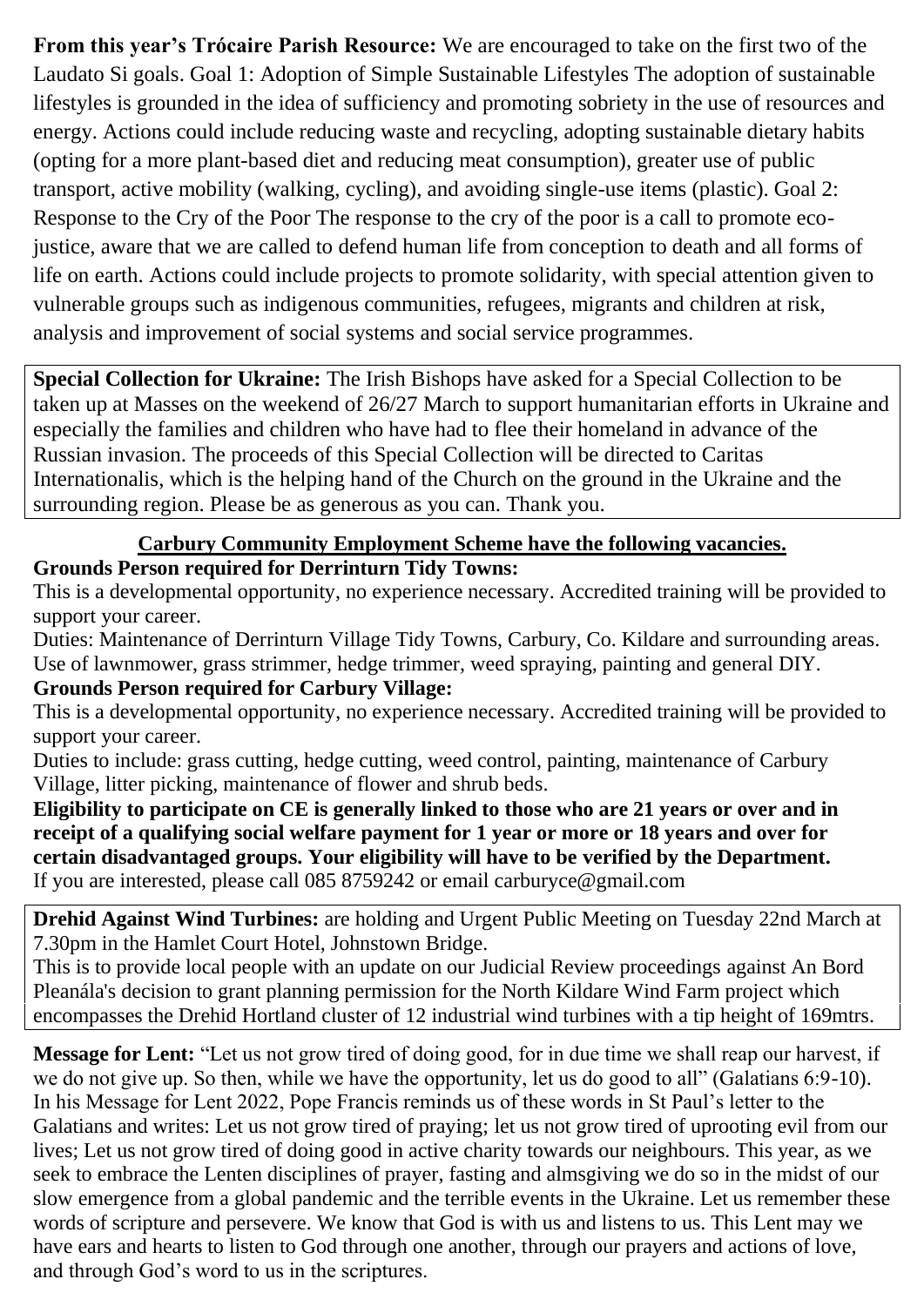**From this year's Trócaire Parish Resource:** We are encouraged to take on the first two of the Laudato Si goals. Goal 1: Adoption of Simple Sustainable Lifestyles The adoption of sustainable lifestyles is grounded in the idea of sufficiency and promoting sobriety in the use of resources and energy. Actions could include reducing waste and recycling, adopting sustainable dietary habits (opting for a more plant-based diet and reducing meat consumption), greater use of public transport, active mobility (walking, cycling), and avoiding single-use items (plastic). Goal 2: Response to the Cry of the Poor The response to the cry of the poor is a call to promote eco-justice, aware that we are called to defend human life from conception to death and all forms of life on earth. Actions could include projects to promote solidarity, with special attention given to vulnerable groups such as indigenous communities, refugees, migrants and children at risk, analysis and improvement of social systems and social service programmes.

**Special Collection for Ukraine:** The Irish Bishops have asked for a Special Collection to be taken up at Masses on the weekend of 26/27 March to support humanitarian efforts in Ukraine and especially the families and children who have had to flee their homeland in advance of the Russian invasion. The proceeds of this Special Collection will be directed to Caritas Internationalis, which is the helping hand of the Church on the ground in the Ukraine and the surrounding region. Please be as generous as you can. Thank you.

**Carbury Community Employment Scheme have the following vacancies.**

**Grounds Person required for Derrinturn Tidy Towns:**

This is a developmental opportunity, no experience necessary. Accredited training will be provided to support your career.

Duties: Maintenance of Derrinturn Village Tidy Towns, Carbury, Co. Kildare and surrounding areas. Use of lawnmower, grass strimmer, hedge trimmer, weed spraying, painting and general DIY.

**Grounds Person required for Carbury Village:**

This is a developmental opportunity, no experience necessary. Accredited training will be provided to support your career.

Duties to include: grass cutting, hedge cutting, weed control, painting, maintenance of Carbury Village, litter picking, maintenance of flower and shrub beds.

**Eligibility to participate on CE is generally linked to those who are 21 years or over and in receipt of a qualifying social welfare payment for 1 year or more or 18 years and over for certain disadvantaged groups. Your eligibility will have to be verified by the Department.**

If you are interested, please call 085 8759242 or email carburyce@gmail.com

**Drehid Against Wind Turbines:** are holding and Urgent Public Meeting on Tuesday 22nd March at 7.30pm in the Hamlet Court Hotel, Johnstown Bridge.

This is to provide local people with an update on our Judicial Review proceedings against An Bord Pleanála's decision to grant planning permission for the North Kildare Wind Farm project which encompasses the Drehid Hortland cluster of 12 industrial wind turbines with a tip height of 169mtrs.

**Message for Lent:** "Let us not grow tired of doing good, for in due time we shall reap our harvest, if we do not give up. So then, while we have the opportunity, let us do good to all" (Galatians 6:9-10). In his Message for Lent 2022, Pope Francis reminds us of these words in St Paul's letter to the Galatians and writes: Let us not grow tired of praying; let us not grow tired of uprooting evil from our lives; Let us not grow tired of doing good in active charity towards our neighbours. This year, as we seek to embrace the Lenten disciplines of prayer, fasting and almsgiving we do so in the midst of our slow emergence from a global pandemic and the terrible events in the Ukraine. Let us remember these words of scripture and persevere. We know that God is with us and listens to us. This Lent may we have ears and hearts to listen to God through one another, through our prayers and actions of love, and through God's word to us in the scriptures.